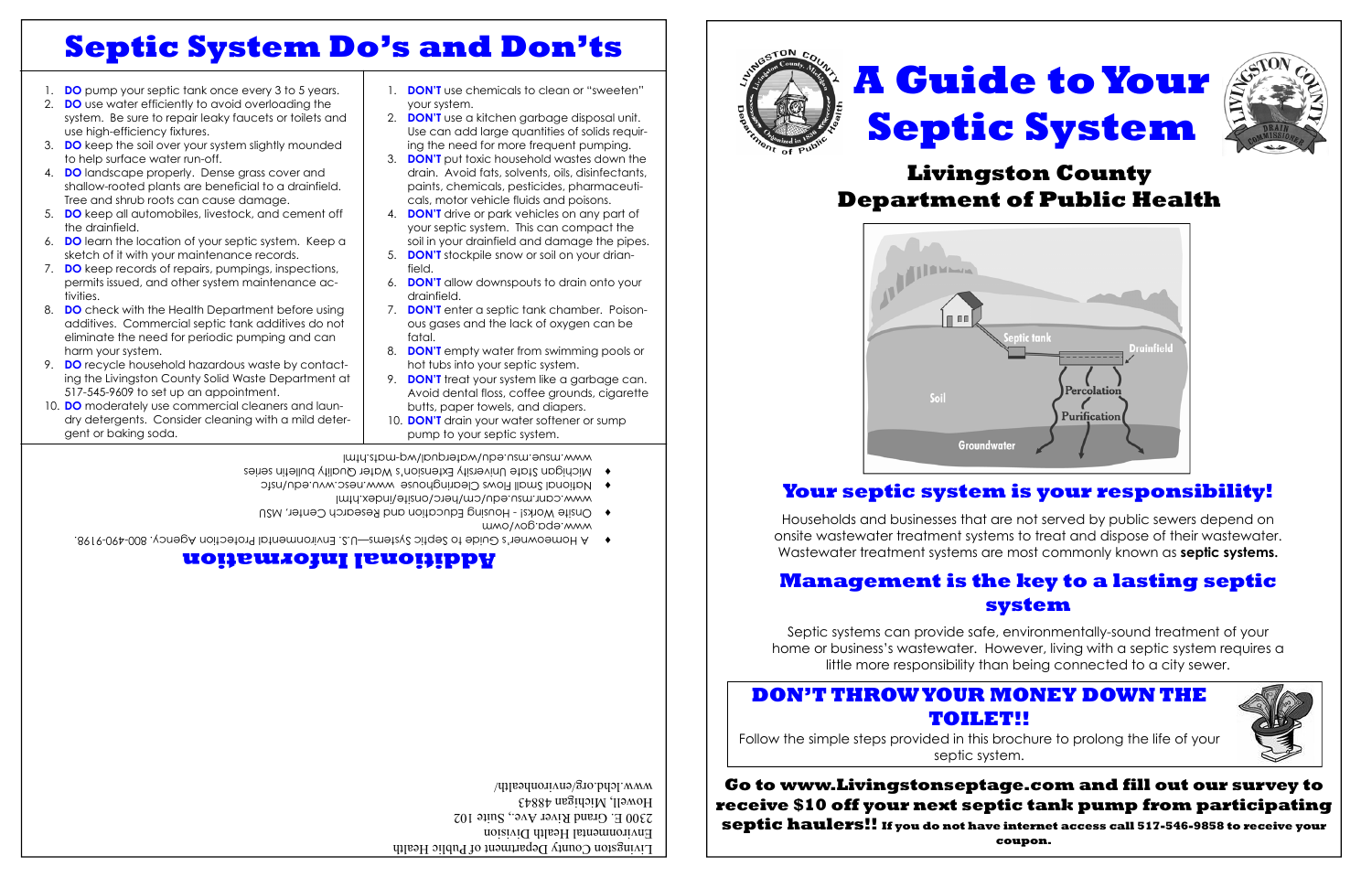# Septic System Do's and Don'ts

1. **DO** pump your septic tank once every 3 to 5 years.
2. **DO** use water efficiently to avoid overloading the system. Be sure to repair leaky faucets or toilets and use high-efficiency fixtures.
3. **DO** keep the soil over your system slightly mounded to help surface water run-off.
4. **DO** landscape properly. Dense grass cover and shallow-rooted plants are beneficial to a drainfield. Tree and shrub roots can cause damage.
5. **DO** keep all automobiles, livestock, and cement off the drainfield.
6. **DO** learn the location of your septic system. Keep a sketch of it with your maintenance records.
7. **DO** keep records of repairs, pumpings, inspections, permits issued, and other system maintenance activities.
8. **DO** check with the Health Department before using additives. Commercial septic tank additives do not eliminate the need for periodic pumping and can harm your system.
9. **DO** recycle household hazardous waste by contacting the Livingston County Solid Waste Department at 517-545-9609 to set up an appointment.
10. **DO** moderately use commercial cleaners and laundry detergents. Consider cleaning with a mild detergent or baking soda.

1. **DON'T** use chemicals to clean or "sweeten" your system.
2. **DON'T** use a kitchen garbage disposal unit. Use can add large quantities of solids requiring the need for more frequent pumping.
3. **DON'T** put toxic household wastes down the drain. Avoid fats, solvents, oils, disinfectants, paints, chemicals, pesticides, pharmaceuticals, motor vehicle fluids and poisons.
4. **DON'T** drive or park vehicles on any part of your septic system. This can compact the soil in your drainfield and damage the pipes.
5. **DON'T** stockpile snow or soil on your drainfield.
6. **DON'T** allow downspouts to drain onto your drainfield.
7. **DON'T** enter a septic tank chamber. Poisonous gases and the lack of oxygen can be fatal.
8. **DON'T** empty water from swimming pools or hot tubs into your septic system.
9. **DON'T** treat your system like a garbage can. Avoid dental floss, coffee grounds, cigarette butts, paper towels, and diapers.
10. **DON'T** drain your water softener or sump pump to your septic system.

## Additional Information

- A Homeowner's Guide to Septic Systems—U.S. Environmental Protection Agency, 800-490-9198. www.epa.gov/owm
- Onsite Works! - Housing Education and Research Center, MSU www.canr.msu.edu/cm/herc/onsite/index.html
- National Small Flows Clearinghouse www.nesc.wvu.edu/nsfc
- Michigan State University Extension's Water Quality bulletin series www.msue.msu.edu/waterqual/wq-mats.html

Livingston County Department of Public Health
Environmental Health Division
2300 E. Grand River Ave., Suite 102
Howell, Michigan 48843
www.lchd.org/environhealth/

# A Guide to Your Septic System

## Livingston County Department of Public Health

Septic tank
Drainfield
Soil
Percolation
Purification
Groundwater

## Your septic system is your responsibility!

Households and businesses that are not served by public sewers depend on onsite wastewater treatment systems to treat and dispose of their wastewater. Wastewater treatment systems are most commonly known as **septic systems.**

## Management is the key to a lasting septic system

Septic systems can provide safe, environmentally-sound treatment of your home or business's wastewater. However, living with a septic system requires a little more responsibility than being connected to a city sewer.

## DON'T THROW YOUR MONEY DOWN THE TOILET!!

Follow the simple steps provided in this brochure to prolong the life of your septic system.

**Go to www.Livingstonseptage.com and fill out our survey to receive $10 off your next septic tank pump from participating septic haulers!! If you do not have internet access call 517-546-9858 to receive your coupon.**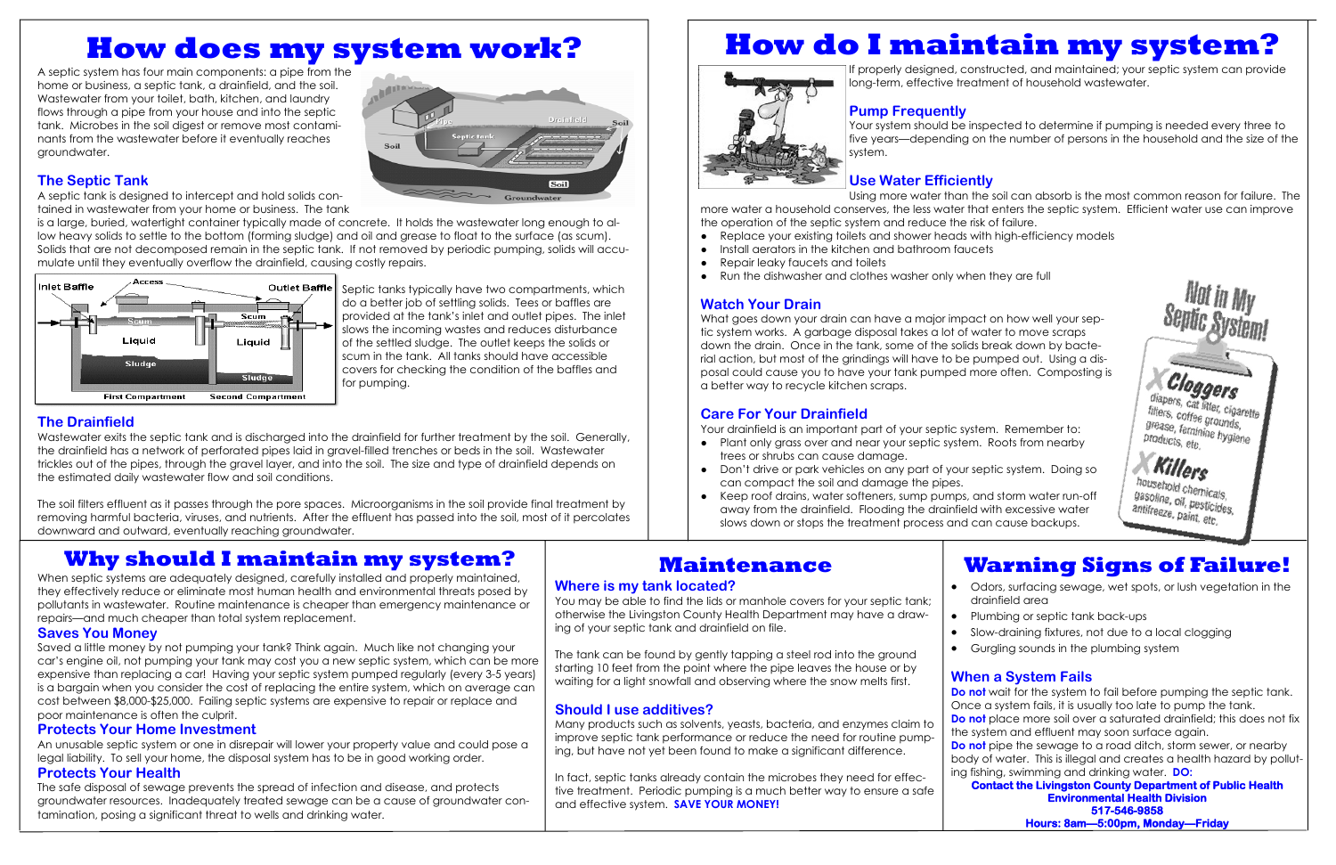# How does my system work?

A septic system has four main components: a pipe from the home or business, a septic tank, a drainfield, and the soil. Wastewater from your toilet, bath, kitchen, and laundry flows through a pipe from your house and into the septic tank. Microbes in the soil digest or remove most contaminants from the wastewater before it eventually reaches groundwater.

Pipe
Drainfield
Soil
Septic tank
Soil
Soil
Groundwater

## The Septic Tank

A septic tank is designed to intercept and hold solids contained in wastewater from your home or business. The tank is a large, buried, watertight container typically made of concrete. It holds the wastewater long enough to allow heavy solids to settle to the bottom (forming sludge) and oil and grease to float to the surface (as scum). Solids that are not decomposed remain in the septic tank. If not removed by periodic pumping, solids will accumulate until they eventually overflow the drainfield, causing costly repairs.

Inlet Baffle
Access
Outlet Baffle
Scum
Scum
Liquid
Liquid
Sludge
Sludge
First Compartment
Second Compartment

Septic tanks typically have two compartments, which do a better job of settling solids. Tees or baffles are provided at the tank's inlet and outlet pipes. The inlet slows the incoming wastes and reduces disturbance of the settled sludge. The outlet keeps the solids or scum in the tank. All tanks should have accessible covers for checking the condition of the baffles and for pumping.

## The Drainfield

Wastewater exits the septic tank and is discharged into the drainfield for further treatment by the soil. Generally, the drainfield has a network of perforated pipes laid in gravel-filled trenches or beds in the soil. Wastewater trickles out of the pipes, through the gravel layer, and into the soil. The size and type of drainfield depends on the estimated daily wastewater flow and soil conditions.

The soil filters effluent as it passes through the pore spaces. Microorganisms in the soil provide final treatment by removing harmful bacteria, viruses, and nutrients. After the effluent has passed into the soil, most of it percolates downward and outward, eventually reaching groundwater.

# How do I maintain my system?

If properly designed, constructed, and maintained; your septic system can provide long-term, effective treatment of household wastewater.

## Pump Frequently

Your system should be inspected to determine if pumping is needed every three to five years—depending on the number of persons in the household and the size of the system.

## Use Water Efficiently

Using more water than the soil can absorb is the most common reason for failure. The more water a household conserves, the less water that enters the septic system. Efficient water use can improve the operation of the septic system and reduce the risk of failure.

- Replace your existing toilets and shower heads with high-efficiency models
- Install aerators in the kitchen and bathroom faucets
- Repair leaky faucets and toilets
- Run the dishwasher and clothes washer only when they are full

## Watch Your Drain

What goes down your drain can have a major impact on how well your septic system works. A garbage disposal takes a lot of water to move scraps down the drain. Once in the tank, some of the solids break down by bacterial action, but most of the grindings will have to be pumped out. Using a disposal could cause you to have your tank pumped more often. Composting is a better way to recycle kitchen scraps.

## Care For Your Drainfield

Your drainfield is an important part of your septic system. Remember to:

- Plant only grass over and near your septic system. Roots from nearby trees or shrubs can cause damage.
- Don't drive or park vehicles on any part of your septic system. Doing so can compact the soil and damage the pipes.
- Keep roof drains, water softeners, sump pumps, and storm water run-off away from the drainfield. Flooding the drainfield with excessive water slows down or stops the treatment process and can cause backups.

**Not in My Septic System!**

**X Cloggers** diapers, cat litter, cigarette filters, coffee grounds, grease, feminine hygiene products, etc.

**X Killers** household chemicals, gasoline, oil, pesticides, antifreeze, paint, etc.

# Why should I maintain my system?

When septic systems are adequately designed, carefully installed and properly maintained, they effectively reduce or eliminate most human health and environmental threats posed by pollutants in wastewater. Routine maintenance is cheaper than emergency maintenance or repairs—and much cheaper than total system replacement.

## Saves You Money

Saved a little money by not pumping your tank? Think again. Much like not changing your car's engine oil, not pumping your tank may cost you a new septic system, which can be more expensive than replacing a car! Having your septic system pumped regularly (every 3-5 years) is a bargain when you consider the cost of replacing the entire system, which on average can cost between $8,000-$25,000. Failing septic systems are expensive to repair or replace and poor maintenance is often the culprit.

## Protects Your Home Investment

An unusable septic system or one in disrepair will lower your property value and could pose a legal liability. To sell your home, the disposal system has to be in good working order.

## Protects Your Health

The safe disposal of sewage prevents the spread of infection and disease, and protects groundwater resources. Inadequately treated sewage can be a cause of groundwater contamination, posing a significant threat to wells and drinking water.

# Maintenance

## Where is my tank located?

You may be able to find the lids or manhole covers for your septic tank; otherwise the Livingston County Health Department may have a drawing of your septic tank and drainfield on file.

The tank can be found by gently tapping a steel rod into the ground starting 10 feet from the point where the pipe leaves the house or by waiting for a light snowfall and observing where the snow melts first.

## Should I use additives?

Many products such as solvents, yeasts, bacteria, and enzymes claim to improve septic tank performance or reduce the need for routine pumping, but have not yet been found to make a significant difference.

In fact, septic tanks already contain the microbes they need for effective treatment. Periodic pumping is a much better way to ensure a safe and effective system. **SAVE YOUR MONEY!**

# Warning Signs of Failure!

- Odors, surfacing sewage, wet spots, or lush vegetation in the drainfield area
- Plumbing or septic tank back-ups
- Slow-draining fixtures, not due to a local clogging
- Gurgling sounds in the plumbing system

## When a System Fails

**Do not** wait for the system to fail before pumping the septic tank. Once a system fails, it is usually too late to pump the tank.
**Do not** place more soil over a saturated drainfield; this does not fix the system and effluent may soon surface again.
**Do not** pipe the sewage to a road ditch, storm sewer, or nearby body of water. This is illegal and creates a health hazard by polluting fishing, swimming and drinking water. **DO:**

**Contact the Livingston County Department of Public Health**
**Environmental Health Division**
**517-546-9858**
**Hours: 8am—5:00pm, Monday—Friday**